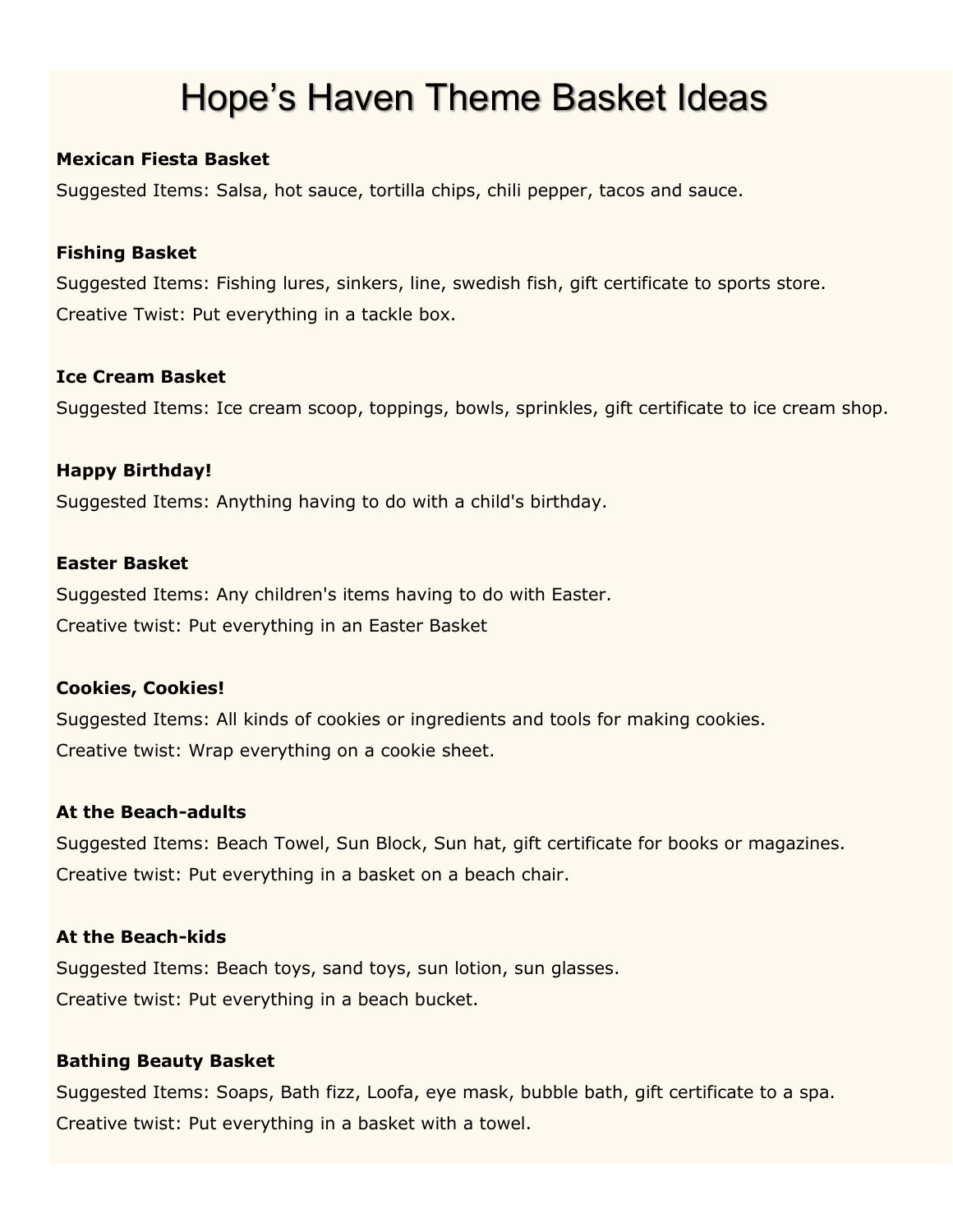# Hope's Haven Theme Basket Ideas

**Mexican Fiesta Basket**

Suggested Items: Salsa, hot sauce, tortilla chips, chili pepper, tacos and sauce.

**Fishing Basket**

Suggested Items: Fishing lures, sinkers, line, swedish fish, gift certificate to sports store.

Creative Twist: Put everything in a tackle box.

**Ice Cream Basket**

Suggested Items: Ice cream scoop, toppings, bowls, sprinkles, gift certificate to ice cream shop.

**Happy Birthday!**

Suggested Items: Anything having to do with a child's birthday.

**Easter Basket**

Suggested Items: Any children's items having to do with Easter.

Creative twist: Put everything in an Easter Basket

**Cookies, Cookies!**

Suggested Items: All kinds of cookies or ingredients and tools for making cookies.

Creative twist: Wrap everything on a cookie sheet.

**At the Beach-adults**

Suggested Items: Beach Towel, Sun Block, Sun hat, gift certificate for books or magazines.

Creative twist: Put everything in a basket on a beach chair.

**At the Beach-kids**

Suggested Items: Beach toys, sand toys, sun lotion, sun glasses.

Creative twist: Put everything in a beach bucket.

**Bathing Beauty Basket**

Suggested Items: Soaps, Bath fizz, Loofa, eye mask, bubble bath, gift certificate to a spa.

Creative twist: Put everything in a basket with a towel.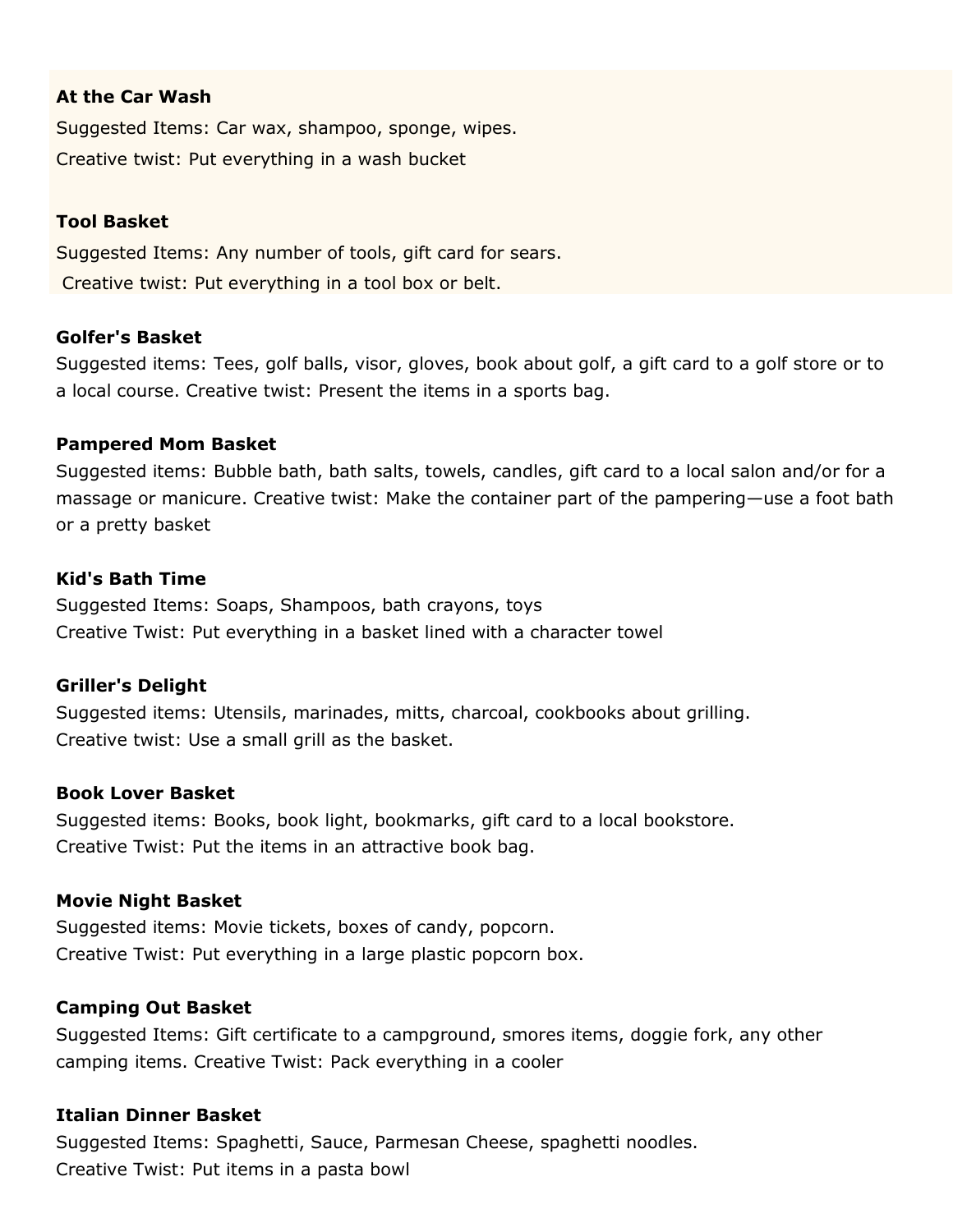**At the Car Wash**

Suggested Items: Car wax, shampoo, sponge, wipes.

Creative twist: Put everything in a wash bucket

**Tool Basket**

Suggested Items: Any number of tools, gift card for sears.

Creative twist: Put everything in a tool box or belt.

**Golfer's Basket**

Suggested items: Tees, golf balls, visor, gloves, book about golf, a gift card to a golf store or to a local course. Creative twist: Present the items in a sports bag.

**Pampered Mom Basket**

Suggested items: Bubble bath, bath salts, towels, candles, gift card to a local salon and/or for a massage or manicure. Creative twist: Make the container part of the pampering—use a foot bath or a pretty basket

**Kid's Bath Time**

Suggested Items: Soaps, Shampoos, bath crayons, toys

Creative Twist: Put everything in a basket lined with a character towel

**Griller's Delight**

Suggested items: Utensils, marinades, mitts, charcoal, cookbooks about grilling.

Creative twist: Use a small grill as the basket.

**Book Lover Basket**

Suggested items: Books, book light, bookmarks, gift card to a local bookstore.

Creative Twist: Put the items in an attractive book bag.

**Movie Night Basket**

Suggested items: Movie tickets, boxes of candy, popcorn.

Creative Twist: Put everything in a large plastic popcorn box.

**Camping Out Basket**

Suggested Items: Gift certificate to a campground, smores items, doggie fork, any other camping items. Creative Twist: Pack everything in a cooler

**Italian Dinner Basket**

Suggested Items: Spaghetti, Sauce, Parmesan Cheese, spaghetti noodles.

Creative Twist: Put items in a pasta bowl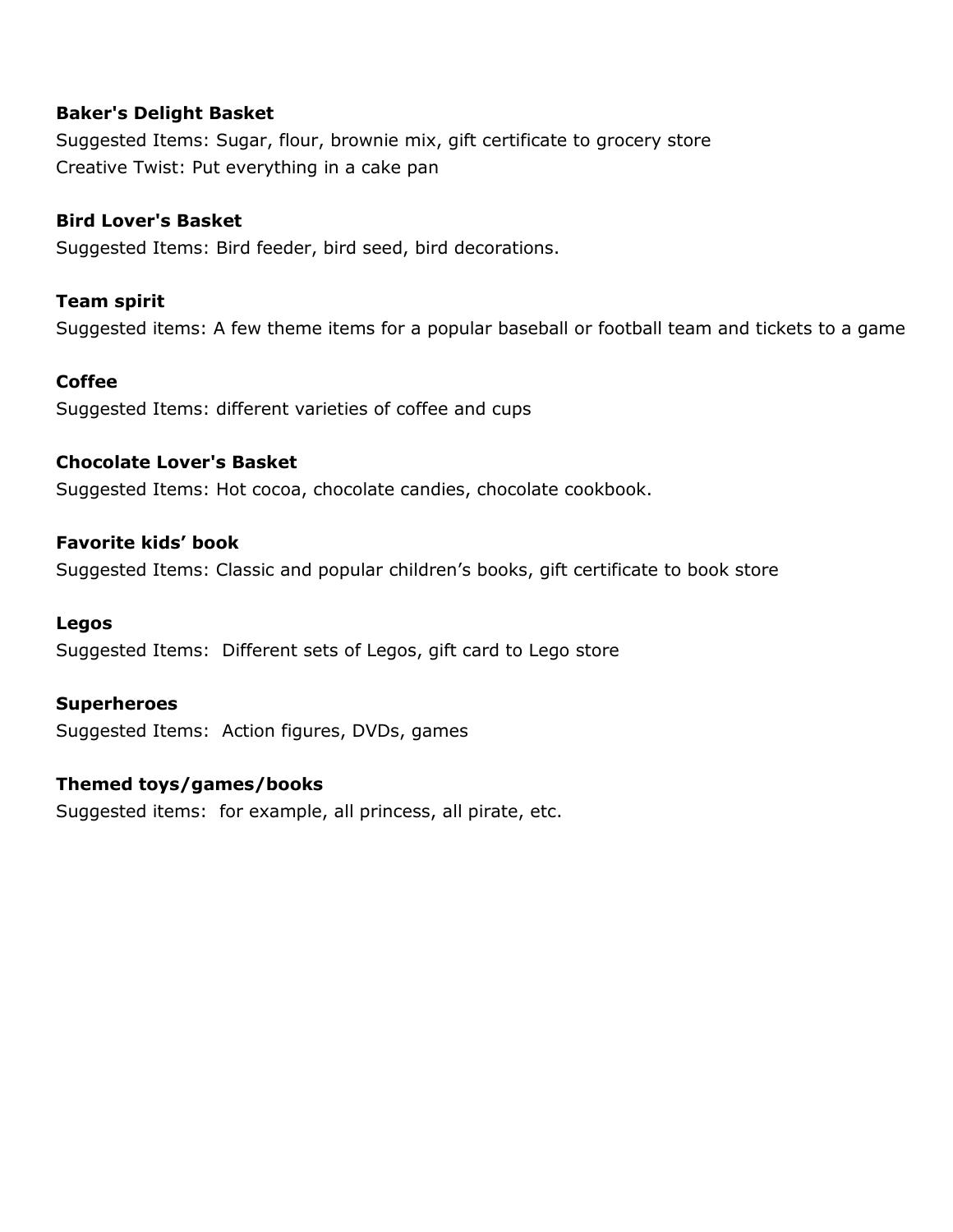**Baker's Delight Basket**
Suggested Items: Sugar, flour, brownie mix, gift certificate to grocery store
Creative Twist: Put everything in a cake pan

**Bird Lover's Basket**
Suggested Items: Bird feeder, bird seed, bird decorations.

**Team spirit**
Suggested items: A few theme items for a popular baseball or football team and tickets to a game

**Coffee**
Suggested Items: different varieties of coffee and cups

**Chocolate Lover's Basket**
Suggested Items: Hot cocoa, chocolate candies, chocolate cookbook.

**Favorite kids' book**
Suggested Items: Classic and popular children's books, gift certificate to book store

**Legos**
Suggested Items: Different sets of Legos, gift card to Lego store

**Superheroes**
Suggested Items: Action figures, DVDs, games

**Themed toys/games/books**
Suggested items: for example, all princess, all pirate, etc.